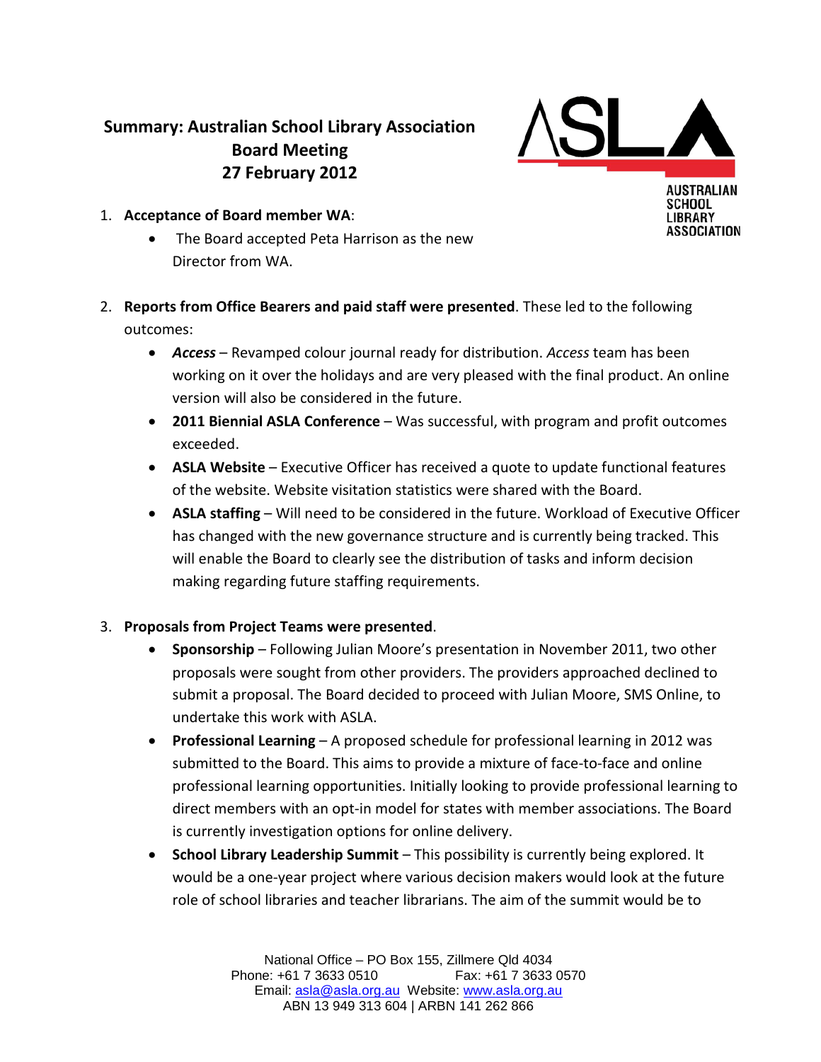# Summary: Australian School Library Association Board Meeting 27 February 2012

1. **Acceptance of Board member WA**:
   - The Board accepted Peta Harrison as the new Director from WA.

2. **Reports from Office Bearers and paid staff were presented**. These led to the following outcomes:
   - ***Access*** – Revamped colour journal ready for distribution. *Access* team has been working on it over the holidays and are very pleased with the final product. An online version will also be considered in the future.
   - **2011 Biennial ASLA Conference** – Was successful, with program and profit outcomes exceeded.
   - **ASLA Website** – Executive Officer has received a quote to update functional features of the website. Website visitation statistics were shared with the Board.
   - **ASLA staffing** – Will need to be considered in the future. Workload of Executive Officer has changed with the new governance structure and is currently being tracked. This will enable the Board to clearly see the distribution of tasks and inform decision making regarding future staffing requirements.

3. **Proposals from Project Teams were presented**.
   - **Sponsorship** – Following Julian Moore's presentation in November 2011, two other proposals were sought from other providers. The providers approached declined to submit a proposal. The Board decided to proceed with Julian Moore, SMS Online, to undertake this work with ASLA.
   - **Professional Learning** – A proposed schedule for professional learning in 2012 was submitted to the Board. This aims to provide a mixture of face-to-face and online professional learning opportunities. Initially looking to provide professional learning to direct members with an opt-in model for states with member associations. The Board is currently investigation options for online delivery.
   - **School Library Leadership Summit** – This possibility is currently being explored. It would be a one-year project where various decision makers would look at the future role of school libraries and teacher librarians. The aim of the summit would be to

National Office – PO Box 155, Zillmere Qld 4034
Phone: +61 7 3633 0510 Fax: +61 7 3633 0570
Email: asla@asla.org.au Website: www.asla.org.au
ABN 13 949 313 604 | ARBN 141 262 866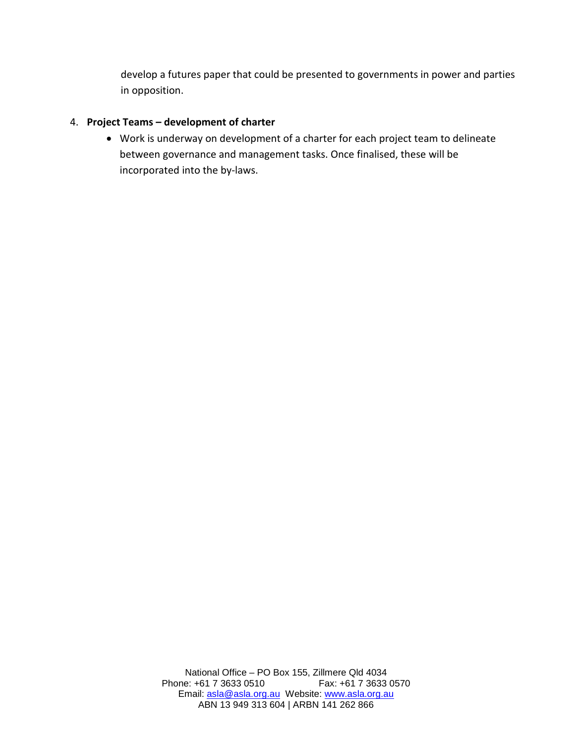develop a futures paper that could be presented to governments in power and parties in opposition.

4. **Project Teams – development of charter**
   - Work is underway on development of a charter for each project team to delineate between governance and management tasks. Once finalised, these will be incorporated into the by-laws.